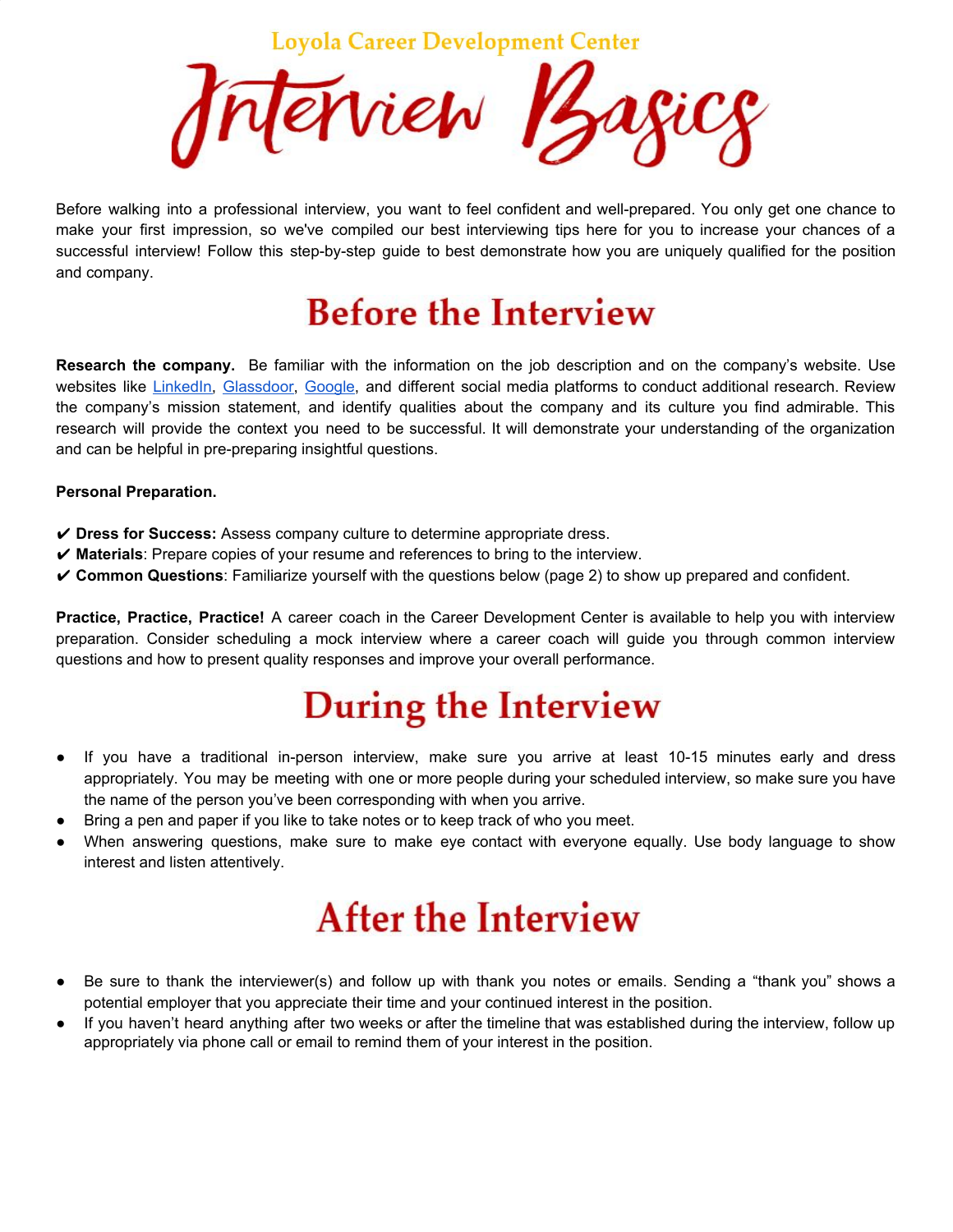Loyola Career Development Center

# Interview Basics

Before walking into a professional interview, you want to feel confident and well-prepared. You only get one chance to make your first impression, so we've compiled our best interviewing tips here for you to increase your chances of a successful interview! Follow this step-by-step guide to best demonstrate how you are uniquely qualified for the position and company.

## Before the Interview

**Research the company.** Be familiar with the information on the job description and on the company's website. Use websites like LinkedIn, Glassdoor, Google, and different social media platforms to conduct additional research. Review the company's mission statement, and identify qualities about the company and its culture you find admirable. This research will provide the context you need to be successful. It will demonstrate your understanding of the organization and can be helpful in pre-preparing insightful questions.

**Personal Preparation.**

✔ **Dress for Success:** Assess company culture to determine appropriate dress.
✔ **Materials**: Prepare copies of your resume and references to bring to the interview.
✔ **Common Questions**: Familiarize yourself with the questions below (page 2) to show up prepared and confident.

**Practice, Practice, Practice!** A career coach in the Career Development Center is available to help you with interview preparation. Consider scheduling a mock interview where a career coach will guide you through common interview questions and how to present quality responses and improve your overall performance.

## During the Interview

- If you have a traditional in-person interview, make sure you arrive at least 10-15 minutes early and dress appropriately. You may be meeting with one or more people during your scheduled interview, so make sure you have the name of the person you've been corresponding with when you arrive.
- Bring a pen and paper if you like to take notes or to keep track of who you meet.
- When answering questions, make sure to make eye contact with everyone equally. Use body language to show interest and listen attentively.

## After the Interview

- Be sure to thank the interviewer(s) and follow up with thank you notes or emails. Sending a "thank you" shows a potential employer that you appreciate their time and your continued interest in the position.
- If you haven't heard anything after two weeks or after the timeline that was established during the interview, follow up appropriately via phone call or email to remind them of your interest in the position.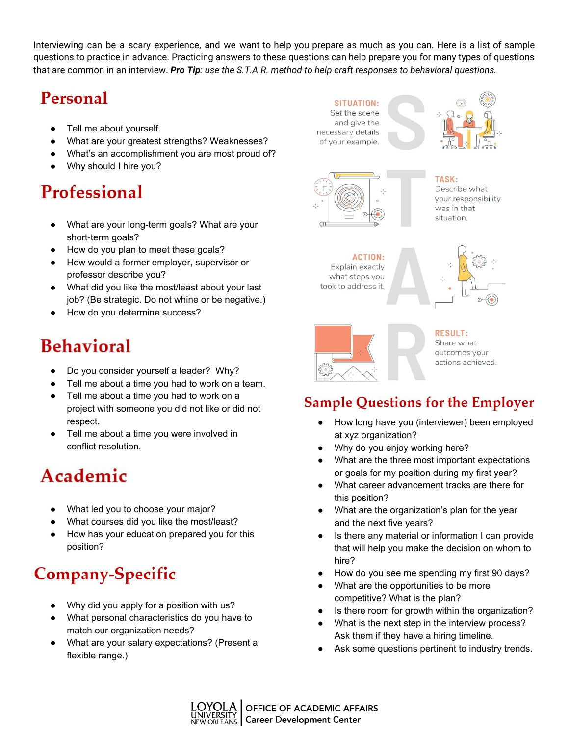Interviewing can be a scary experience, and we want to help you prepare as much as you can. Here is a list of sample questions to practice in advance. Practicing answers to these questions can help prepare you for many types of questions that are common in an interview. ***Pro Tip****: use the S.T.A.R. method to help craft responses to behavioral questions.*

## Personal

- Tell me about yourself.
- What are your greatest strengths? Weaknesses?
- What's an accomplishment you are most proud of?
- Why should I hire you?

## Professional

- What are your long-term goals? What are your short-term goals?
- How do you plan to meet these goals?
- How would a former employer, supervisor or professor describe you?
- What did you like the most/least about your last job? (Be strategic. Do not whine or be negative.)
- How do you determine success?

## Behavioral

- Do you consider yourself a leader? Why?
- Tell me about a time you had to work on a team.
- Tell me about a time you had to work on a project with someone you did not like or did not respect.
- Tell me about a time you were involved in conflict resolution.

## Academic

- What led you to choose your major?
- What courses did you like the most/least?
- How has your education prepared you for this position?

## Company-Specific

- Why did you apply for a position with us?
- What personal characteristics do you have to match our organization needs?
- What are your salary expectations? (Present a flexible range.)

**SITUATION:** Set the scene and give the necessary details of your example.

**TASK:** Describe what your responsibility was in that situation.

**ACTION:** Explain exactly what steps you took to address it.

**RESULT:** Share what outcomes your actions achieved.

## Sample Questions for the Employer

- How long have you (interviewer) been employed at xyz organization?
- Why do you enjoy working here?
- What are the three most important expectations or goals for my position during my first year?
- What career advancement tracks are there for this position?
- What are the organization's plan for the year and the next five years?
- Is there any material or information I can provide that will help you make the decision on whom to hire?
- How do you see me spending my first 90 days?
- What are the opportunities to be more competitive? What is the plan?
- Is there room for growth within the organization?
- What is the next step in the interview process? Ask them if they have a hiring timeline.
- Ask some questions pertinent to industry trends.

LOYOLA UNIVERSITY NEW ORLEANS | OFFICE OF ACADEMIC AFFAIRS Career Development Center